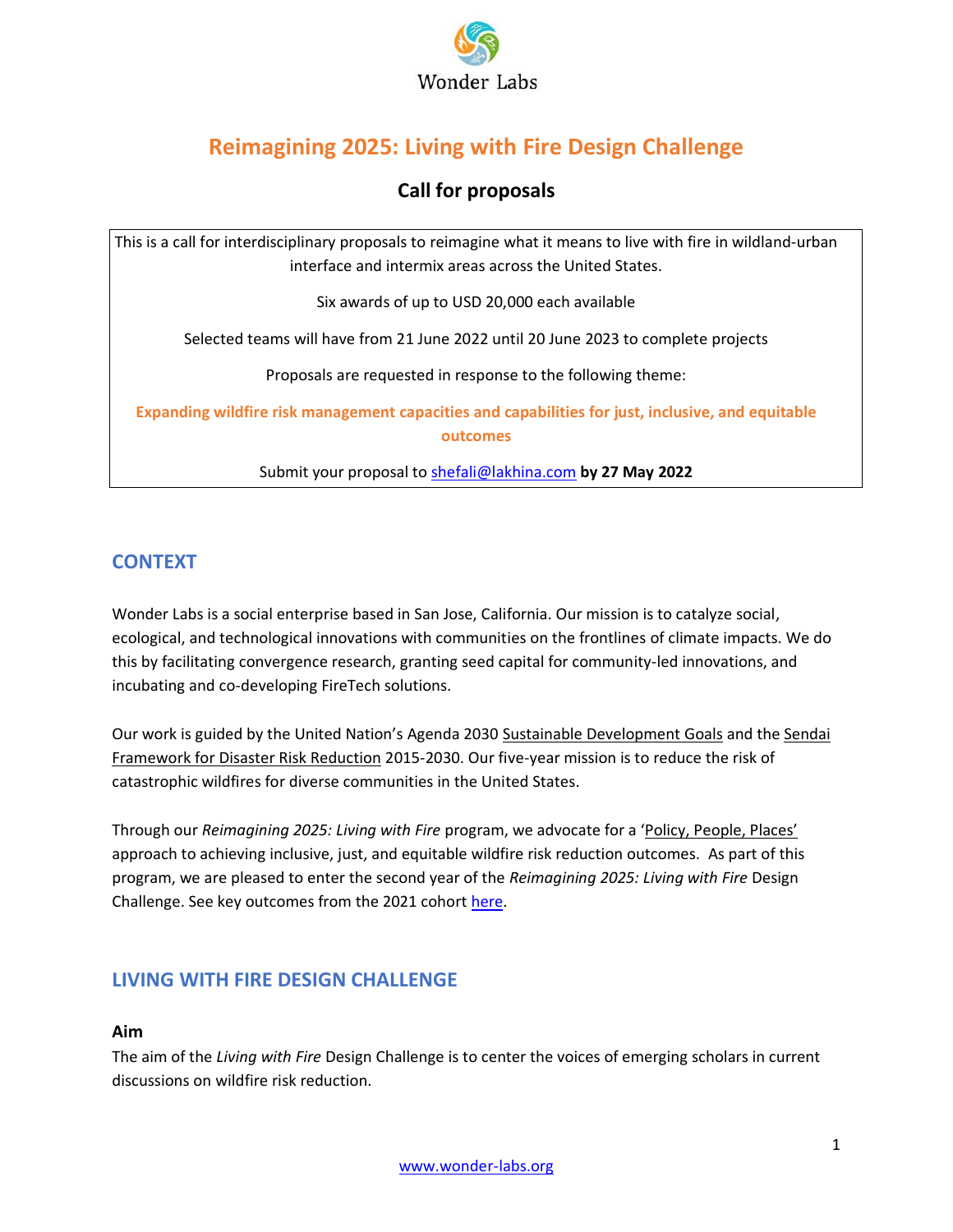Wonder Labs

# Reimagining 2025: Living with Fire Design Challenge

## Call for proposals

This is a call for interdisciplinary proposals to reimagine what it means to live with fire in wildland-urban interface and intermix areas across the United States.

Six awards of up to USD 20,000 each available

Selected teams will have from 21 June 2022 until 20 June 2023 to complete projects

Proposals are requested in response to the following theme:

**Expanding wildfire risk management capacities and capabilities for just, inclusive, and equitable outcomes**

Submit your proposal to shefali@lakhina.com **by 27 May 2022**

## CONTEXT

Wonder Labs is a social enterprise based in San Jose, California. Our mission is to catalyze social, ecological, and technological innovations with communities on the frontlines of climate impacts. We do this by facilitating convergence research, granting seed capital for community-led innovations, and incubating and co-developing FireTech solutions.

Our work is guided by the United Nation's Agenda 2030 Sustainable Development Goals and the Sendai Framework for Disaster Risk Reduction 2015-2030. Our five-year mission is to reduce the risk of catastrophic wildfires for diverse communities in the United States.

Through our *Reimagining 2025: Living with Fire* program, we advocate for a 'Policy, People, Places' approach to achieving inclusive, just, and equitable wildfire risk reduction outcomes. As part of this program, we are pleased to enter the second year of the *Reimagining 2025: Living with Fire* Design Challenge. See key outcomes from the 2021 cohort here.

## LIVING WITH FIRE DESIGN CHALLENGE

### Aim

The aim of the *Living with Fire* Design Challenge is to center the voices of emerging scholars in current discussions on wildfire risk reduction.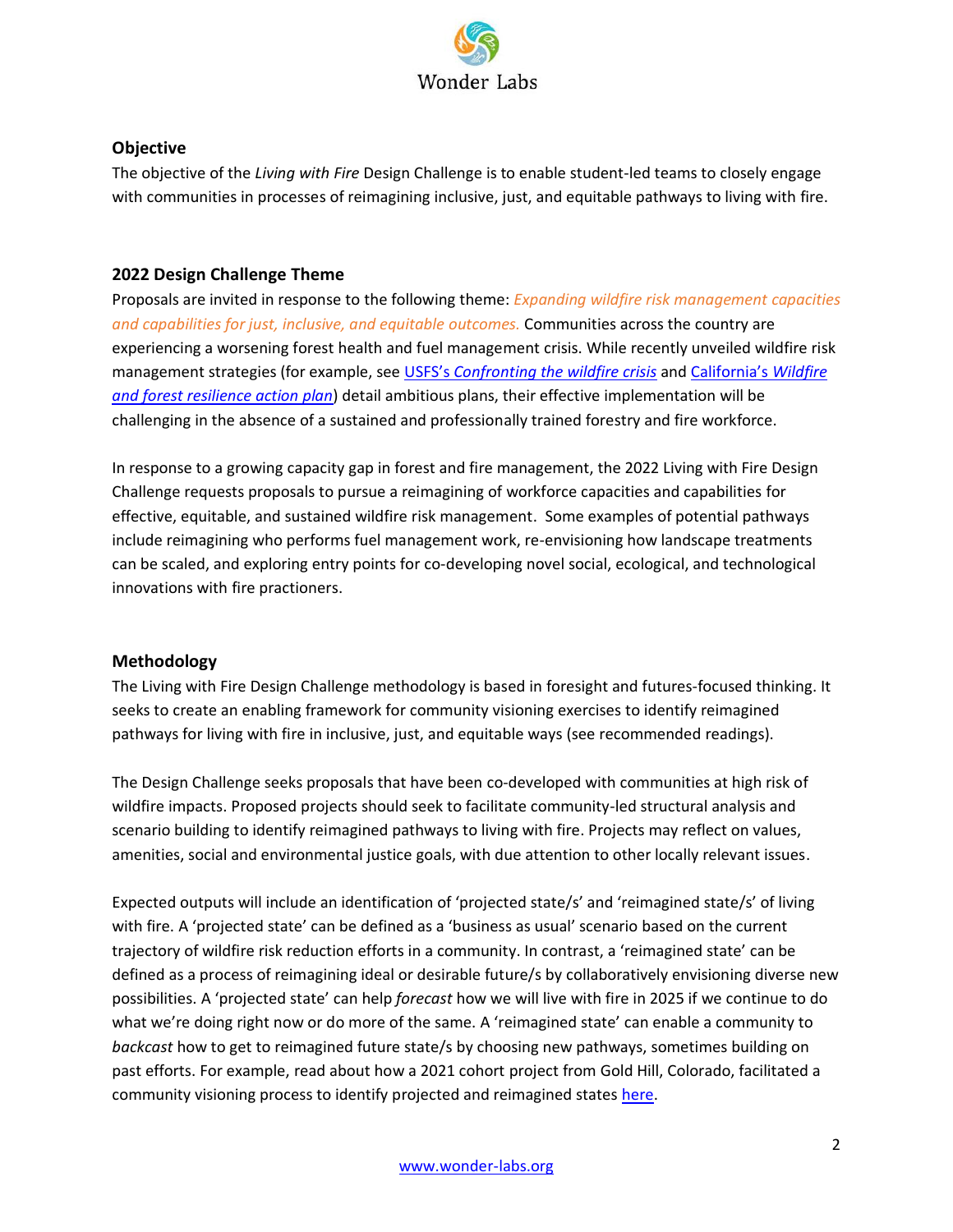## Objective

The objective of the *Living with Fire* Design Challenge is to enable student-led teams to closely engage with communities in processes of reimagining inclusive, just, and equitable pathways to living with fire.

## 2022 Design Challenge Theme

Proposals are invited in response to the following theme: *Expanding wildfire risk management capacities and capabilities for just, inclusive, and equitable outcomes.* Communities across the country are experiencing a worsening forest health and fuel management crisis. While recently unveiled wildfire risk management strategies (for example, see [USFS's *Confronting the wildfire crisis*]() and [California's *Wildfire and forest resilience action plan*]()) detail ambitious plans, their effective implementation will be challenging in the absence of a sustained and professionally trained forestry and fire workforce.

In response to a growing capacity gap in forest and fire management, the 2022 Living with Fire Design Challenge requests proposals to pursue a reimagining of workforce capacities and capabilities for effective, equitable, and sustained wildfire risk management. Some examples of potential pathways include reimagining who performs fuel management work, re-envisioning how landscape treatments can be scaled, and exploring entry points for co-developing novel social, ecological, and technological innovations with fire practioners.

## Methodology

The Living with Fire Design Challenge methodology is based in foresight and futures-focused thinking. It seeks to create an enabling framework for community visioning exercises to identify reimagined pathways for living with fire in inclusive, just, and equitable ways (see recommended readings).

The Design Challenge seeks proposals that have been co-developed with communities at high risk of wildfire impacts. Proposed projects should seek to facilitate community-led structural analysis and scenario building to identify reimagined pathways to living with fire. Projects may reflect on values, amenities, social and environmental justice goals, with due attention to other locally relevant issues.

Expected outputs will include an identification of 'projected state/s' and 'reimagined state/s' of living with fire. A 'projected state' can be defined as a 'business as usual' scenario based on the current trajectory of wildfire risk reduction efforts in a community. In contrast, a 'reimagined state' can be defined as a process of reimagining ideal or desirable future/s by collaboratively envisioning diverse new possibilities. A 'projected state' can help *forecast* how we will live with fire in 2025 if we continue to do what we're doing right now or do more of the same. A 'reimagined state' can enable a community to *backcast* how to get to reimagined future state/s by choosing new pathways, sometimes building on past efforts. For example, read about how a 2021 cohort project from Gold Hill, Colorado, facilitated a community visioning process to identify projected and reimagined states [here]().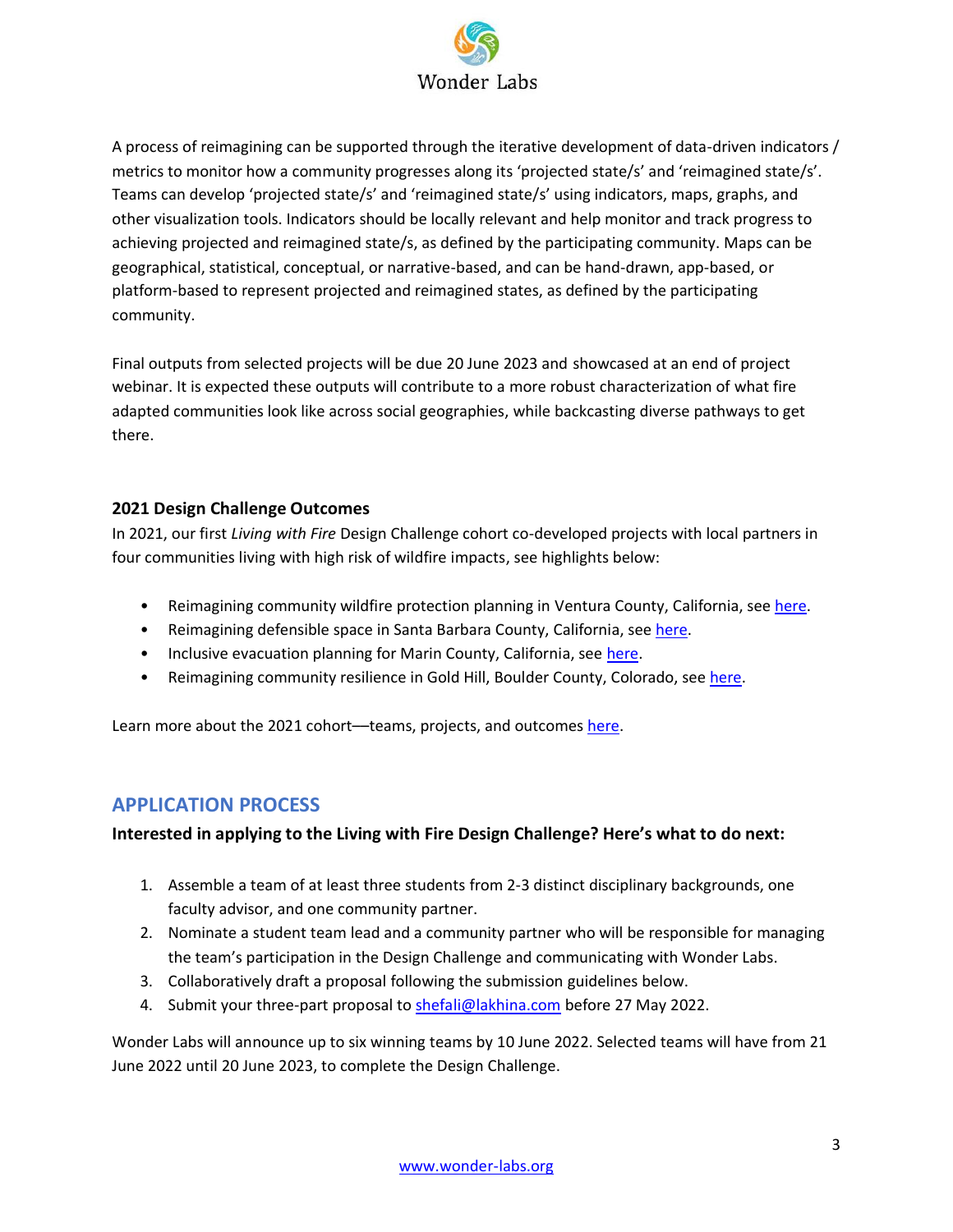A process of reimagining can be supported through the iterative development of data-driven indicators / metrics to monitor how a community progresses along its 'projected state/s' and 'reimagined state/s'. Teams can develop 'projected state/s' and 'reimagined state/s' using indicators, maps, graphs, and other visualization tools. Indicators should be locally relevant and help monitor and track progress to achieving projected and reimagined state/s, as defined by the participating community. Maps can be geographical, statistical, conceptual, or narrative-based, and can be hand-drawn, app-based, or platform-based to represent projected and reimagined states, as defined by the participating community.

Final outputs from selected projects will be due 20 June 2023 and showcased at an end of project webinar. It is expected these outputs will contribute to a more robust characterization of what fire adapted communities look like across social geographies, while backcasting diverse pathways to get there.

### 2021 Design Challenge Outcomes

In 2021, our first *Living with Fire* Design Challenge cohort co-developed projects with local partners in four communities living with high risk of wildfire impacts, see highlights below:

- Reimagining community wildfire protection planning in Ventura County, California, see here.
- Reimagining defensible space in Santa Barbara County, California, see here.
- Inclusive evacuation planning for Marin County, California, see here.
- Reimagining community resilience in Gold Hill, Boulder County, Colorado, see here.

Learn more about the 2021 cohort—teams, projects, and outcomes here.

## APPLICATION PROCESS

**Interested in applying to the Living with Fire Design Challenge? Here's what to do next:**

1. Assemble a team of at least three students from 2-3 distinct disciplinary backgrounds, one faculty advisor, and one community partner.
2. Nominate a student team lead and a community partner who will be responsible for managing the team's participation in the Design Challenge and communicating with Wonder Labs.
3. Collaboratively draft a proposal following the submission guidelines below.
4. Submit your three-part proposal to shefali@lakhina.com before 27 May 2022.

Wonder Labs will announce up to six winning teams by 10 June 2022. Selected teams will have from 21 June 2022 until 20 June 2023, to complete the Design Challenge.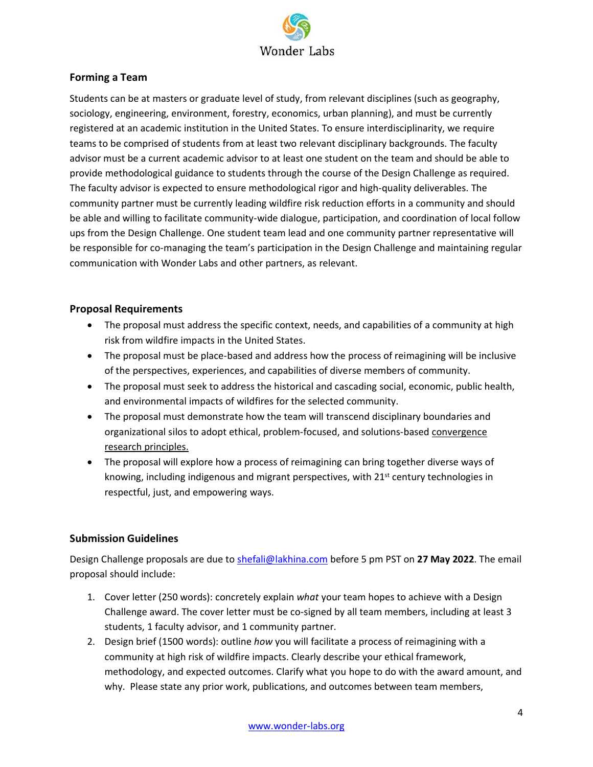## Forming a Team

Students can be at masters or graduate level of study, from relevant disciplines (such as geography, sociology, engineering, environment, forestry, economics, urban planning), and must be currently registered at an academic institution in the United States. To ensure interdisciplinarity, we require teams to be comprised of students from at least two relevant disciplinary backgrounds. The faculty advisor must be a current academic advisor to at least one student on the team and should be able to provide methodological guidance to students through the course of the Design Challenge as required. The faculty advisor is expected to ensure methodological rigor and high-quality deliverables. The community partner must be currently leading wildfire risk reduction efforts in a community and should be able and willing to facilitate community-wide dialogue, participation, and coordination of local follow ups from the Design Challenge. One student team lead and one community partner representative will be responsible for co-managing the team's participation in the Design Challenge and maintaining regular communication with Wonder Labs and other partners, as relevant.

## Proposal Requirements

- The proposal must address the specific context, needs, and capabilities of a community at high risk from wildfire impacts in the United States.
- The proposal must be place-based and address how the process of reimagining will be inclusive of the perspectives, experiences, and capabilities of diverse members of community.
- The proposal must seek to address the historical and cascading social, economic, public health, and environmental impacts of wildfires for the selected community.
- The proposal must demonstrate how the team will transcend disciplinary boundaries and organizational silos to adopt ethical, problem-focused, and solutions-based convergence research principles.
- The proposal will explore how a process of reimagining can bring together diverse ways of knowing, including indigenous and migrant perspectives, with 21st century technologies in respectful, just, and empowering ways.

## Submission Guidelines

Design Challenge proposals are due to shefali@lakhina.com before 5 pm PST on **27 May 2022**. The email proposal should include:

1. Cover letter (250 words): concretely explain *what* your team hopes to achieve with a Design Challenge award. The cover letter must be co-signed by all team members, including at least 3 students, 1 faculty advisor, and 1 community partner.
2. Design brief (1500 words): outline *how* you will facilitate a process of reimagining with a community at high risk of wildfire impacts. Clearly describe your ethical framework, methodology, and expected outcomes. Clarify what you hope to do with the award amount, and why. Please state any prior work, publications, and outcomes between team members,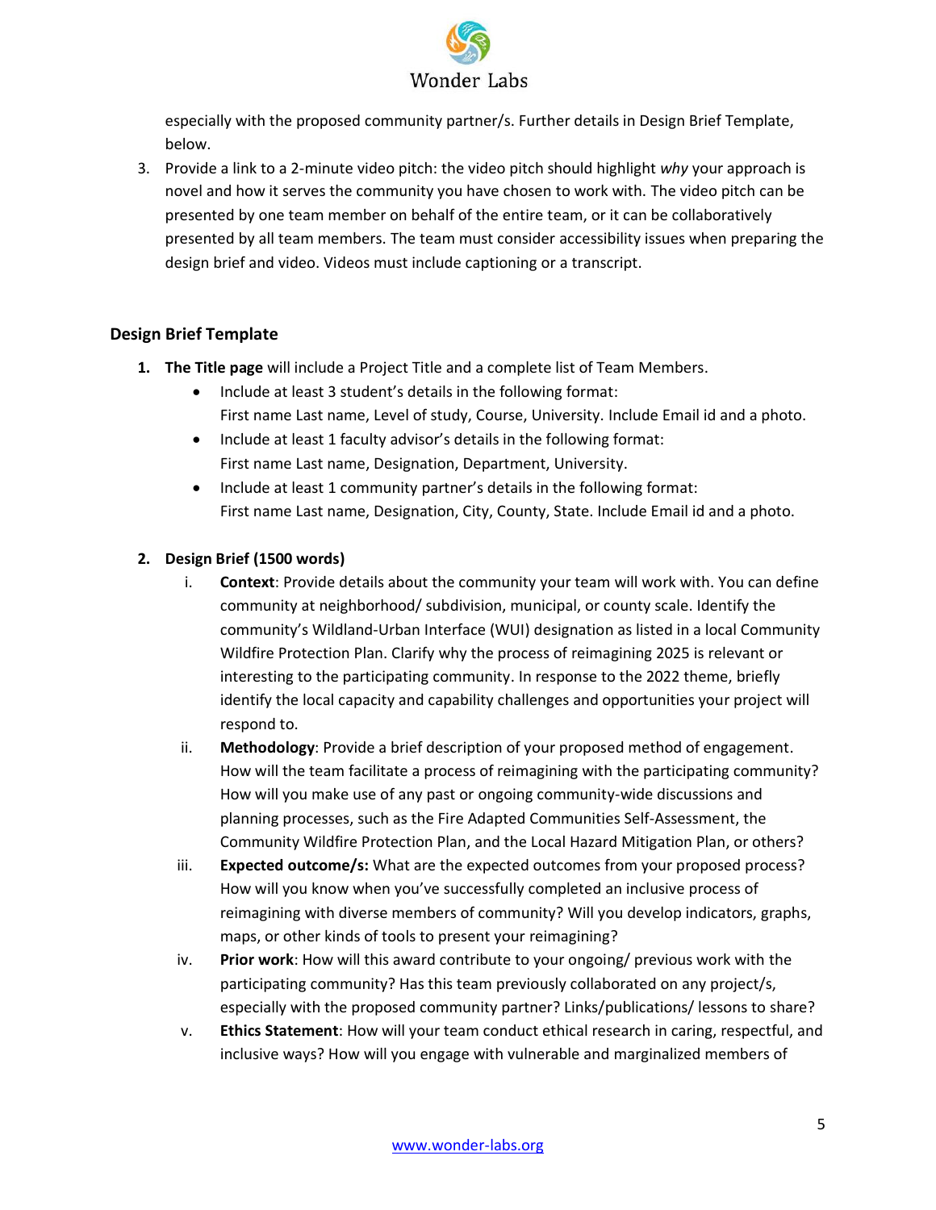especially with the proposed community partner/s. Further details in Design Brief Template, below.

3. Provide a link to a 2-minute video pitch: the video pitch should highlight *why* your approach is novel and how it serves the community you have chosen to work with. The video pitch can be presented by one team member on behalf of the entire team, or it can be collaboratively presented by all team members. The team must consider accessibility issues when preparing the design brief and video. Videos must include captioning or a transcript.

## Design Brief Template

1. **The Title page** will include a Project Title and a complete list of Team Members.
   - Include at least 3 student's details in the following format:
     First name Last name, Level of study, Course, University. Include Email id and a photo.
   - Include at least 1 faculty advisor's details in the following format:
     First name Last name, Designation, Department, University.
   - Include at least 1 community partner's details in the following format:
     First name Last name, Designation, City, County, State. Include Email id and a photo.

2. **Design Brief (1500 words)**
   i. **Context**: Provide details about the community your team will work with. You can define community at neighborhood/ subdivision, municipal, or county scale. Identify the community's Wildland-Urban Interface (WUI) designation as listed in a local Community Wildfire Protection Plan. Clarify why the process of reimagining 2025 is relevant or interesting to the participating community. In response to the 2022 theme, briefly identify the local capacity and capability challenges and opportunities your project will respond to.

   ii. **Methodology**: Provide a brief description of your proposed method of engagement. How will the team facilitate a process of reimagining with the participating community? How will you make use of any past or ongoing community-wide discussions and planning processes, such as the Fire Adapted Communities Self-Assessment, the Community Wildfire Protection Plan, and the Local Hazard Mitigation Plan, or others?

   iii. **Expected outcome/s:** What are the expected outcomes from your proposed process? How will you know when you've successfully completed an inclusive process of reimagining with diverse members of community? Will you develop indicators, graphs, maps, or other kinds of tools to present your reimagining?

   iv. **Prior work**: How will this award contribute to your ongoing/ previous work with the participating community? Has this team previously collaborated on any project/s, especially with the proposed community partner? Links/publications/ lessons to share?

   v. **Ethics Statement**: How will your team conduct ethical research in caring, respectful, and inclusive ways? How will you engage with vulnerable and marginalized members of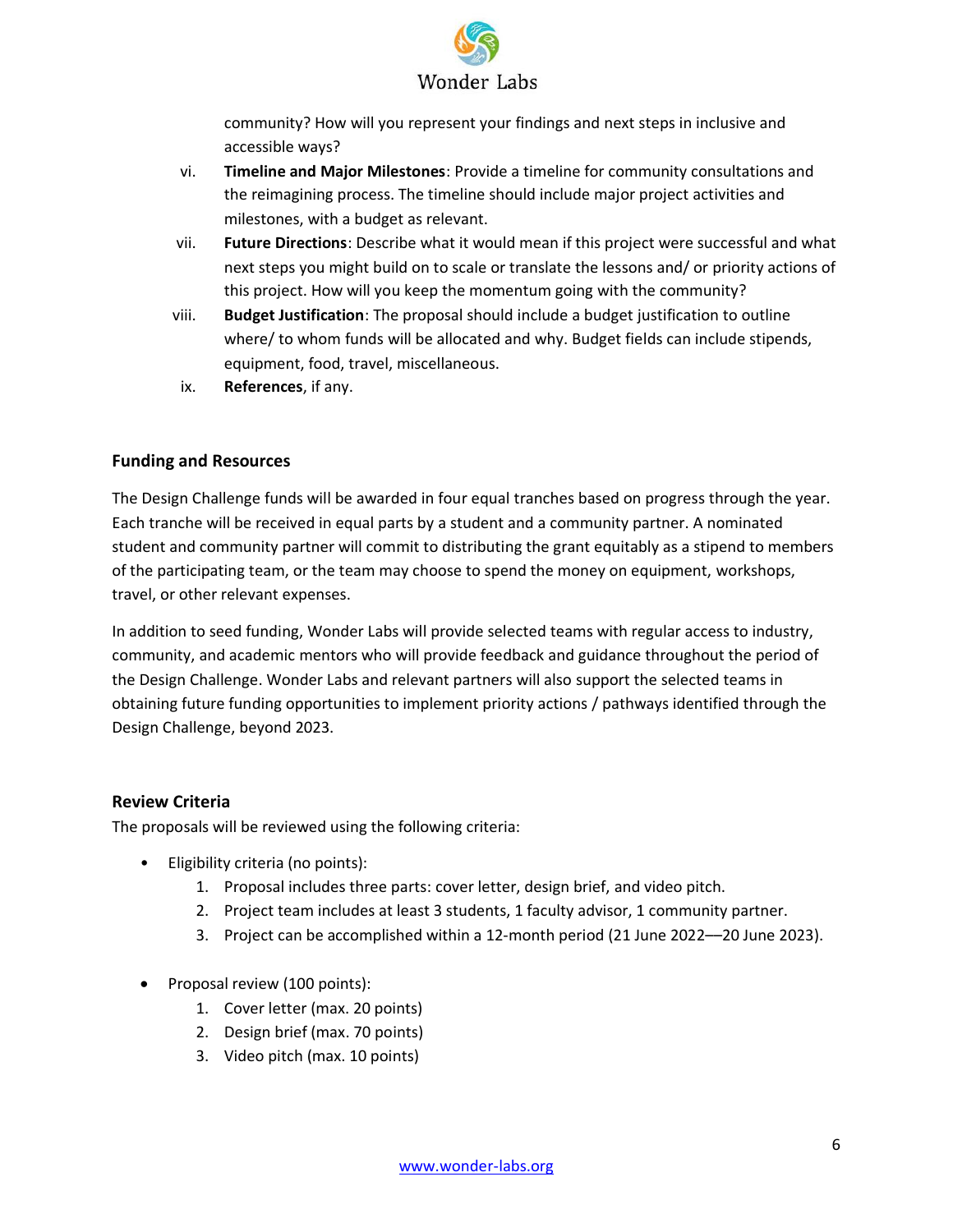community? How will you represent your findings and next steps in inclusive and accessible ways?

vi. **Timeline and Major Milestones**: Provide a timeline for community consultations and the reimagining process. The timeline should include major project activities and milestones, with a budget as relevant.

vii. **Future Directions**: Describe what it would mean if this project were successful and what next steps you might build on to scale or translate the lessons and/ or priority actions of this project. How will you keep the momentum going with the community?

viii. **Budget Justification**: The proposal should include a budget justification to outline where/ to whom funds will be allocated and why. Budget fields can include stipends, equipment, food, travel, miscellaneous.

ix. **References**, if any.

### Funding and Resources

The Design Challenge funds will be awarded in four equal tranches based on progress through the year. Each tranche will be received in equal parts by a student and a community partner. A nominated student and community partner will commit to distributing the grant equitably as a stipend to members of the participating team, or the team may choose to spend the money on equipment, workshops, travel, or other relevant expenses.

In addition to seed funding, Wonder Labs will provide selected teams with regular access to industry, community, and academic mentors who will provide feedback and guidance throughout the period of the Design Challenge. Wonder Labs and relevant partners will also support the selected teams in obtaining future funding opportunities to implement priority actions / pathways identified through the Design Challenge, beyond 2023.

### Review Criteria

The proposals will be reviewed using the following criteria:

- Eligibility criteria (no points):
  1. Proposal includes three parts: cover letter, design brief, and video pitch.
  2. Project team includes at least 3 students, 1 faculty advisor, 1 community partner.
  3. Project can be accomplished within a 12-month period (21 June 2022—20 June 2023).

- Proposal review (100 points):
  1. Cover letter (max. 20 points)
  2. Design brief (max. 70 points)
  3. Video pitch (max. 10 points)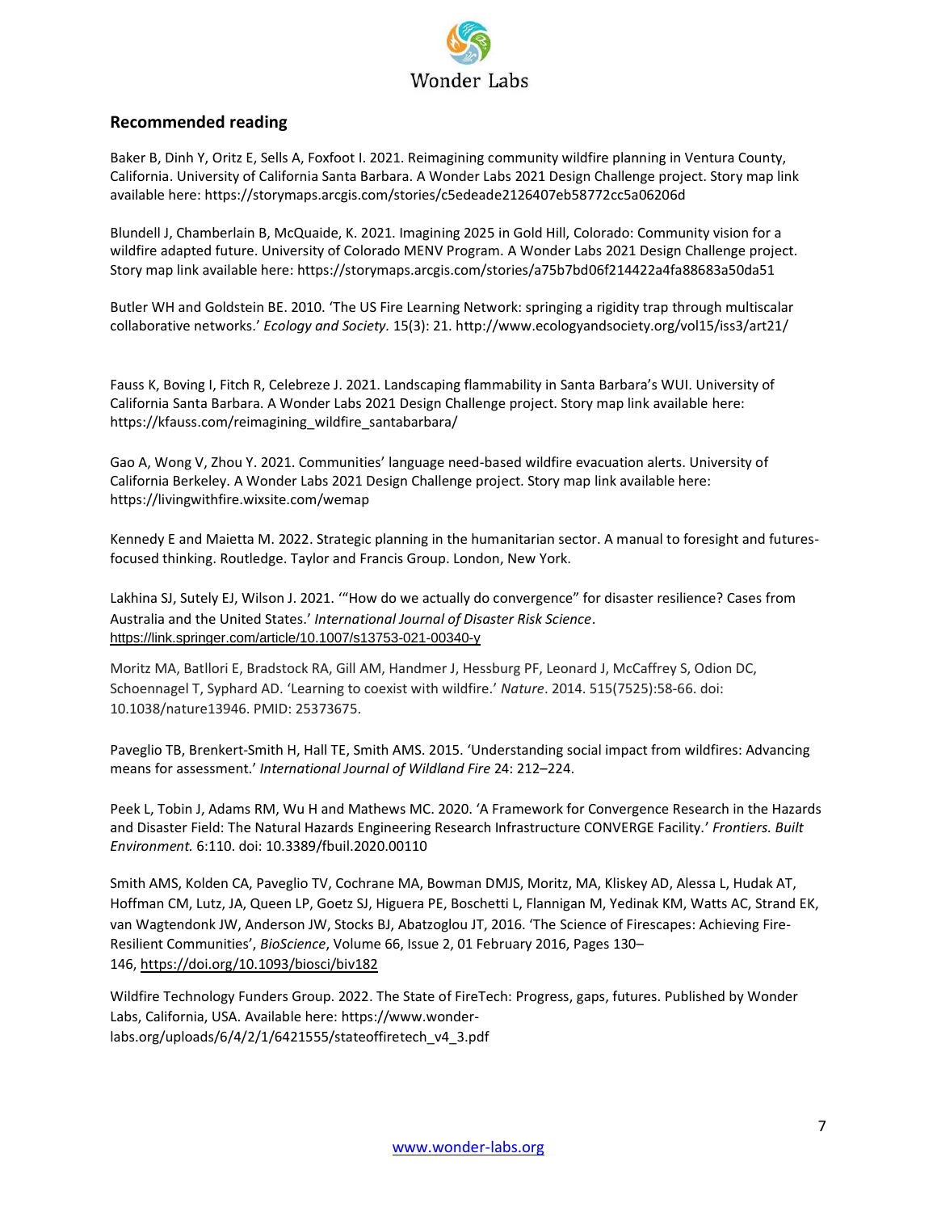## Recommended reading

Baker B, Dinh Y, Oritz E, Sells A, Foxfoot I. 2021. Reimagining community wildfire planning in Ventura County, California. University of California Santa Barbara. A Wonder Labs 2021 Design Challenge project. Story map link available here: https://storymaps.arcgis.com/stories/c5edeade2126407eb58772cc5a06206d

Blundell J, Chamberlain B, McQuaide, K. 2021. Imagining 2025 in Gold Hill, Colorado: Community vision for a wildfire adapted future. University of Colorado MENV Program. A Wonder Labs 2021 Design Challenge project. Story map link available here: https://storymaps.arcgis.com/stories/a75b7bd06f214422a4fa88683a50da51

Butler WH and Goldstein BE. 2010. 'The US Fire Learning Network: springing a rigidity trap through multiscalar collaborative networks.' *Ecology and Society.* 15(3): 21. http://www.ecologyandsociety.org/vol15/iss3/art21/

Fauss K, Boving I, Fitch R, Celebreze J. 2021. Landscaping flammability in Santa Barbara's WUI. University of California Santa Barbara. A Wonder Labs 2021 Design Challenge project. Story map link available here: https://kfauss.com/reimagining_wildfire_santabarbara/

Gao A, Wong V, Zhou Y. 2021. Communities' language need-based wildfire evacuation alerts. University of California Berkeley. A Wonder Labs 2021 Design Challenge project. Story map link available here: https://livingwithfire.wixsite.com/wemap

Kennedy E and Maietta M. 2022. Strategic planning in the humanitarian sector. A manual to foresight and futures-focused thinking. Routledge. Taylor and Francis Group. London, New York.

Lakhina SJ, Sutely EJ, Wilson J. 2021. '"How do we actually do convergence" for disaster resilience? Cases from Australia and the United States.' *International Journal of Disaster Risk Science*. https://link.springer.com/article/10.1007/s13753-021-00340-y

Moritz MA, Batllori E, Bradstock RA, Gill AM, Handmer J, Hessburg PF, Leonard J, McCaffrey S, Odion DC, Schoennagel T, Syphard AD. 'Learning to coexist with wildfire.' *Nature*. 2014. 515(7525):58-66. doi: 10.1038/nature13946. PMID: 25373675.

Paveglio TB, Brenkert-Smith H, Hall TE, Smith AMS. 2015. 'Understanding social impact from wildfires: Advancing means for assessment.' *International Journal of Wildland Fire* 24: 212–224.

Peek L, Tobin J, Adams RM, Wu H and Mathews MC. 2020. 'A Framework for Convergence Research in the Hazards and Disaster Field: The Natural Hazards Engineering Research Infrastructure CONVERGE Facility.' *Frontiers. Built Environment.* 6:110. doi: 10.3389/fbuil.2020.00110

Smith AMS, Kolden CA, Paveglio TV, Cochrane MA, Bowman DMJS, Moritz, MA, Kliskey AD, Alessa L, Hudak AT, Hoffman CM, Lutz, JA, Queen LP, Goetz SJ, Higuera PE, Boschetti L, Flannigan M, Yedinak KM, Watts AC, Strand EK, van Wagtendonk JW, Anderson JW, Stocks BJ, Abatzoglou JT, 2016. 'The Science of Firescapes: Achieving Fire-Resilient Communities', *BioScience*, Volume 66, Issue 2, 01 February 2016, Pages 130–146, https://doi.org/10.1093/biosci/biv182

Wildfire Technology Funders Group. 2022. The State of FireTech: Progress, gaps, futures. Published by Wonder Labs, California, USA. Available here: https://www.wonder-labs.org/uploads/6/4/2/1/6421555/stateoffiretech_v4_3.pdf